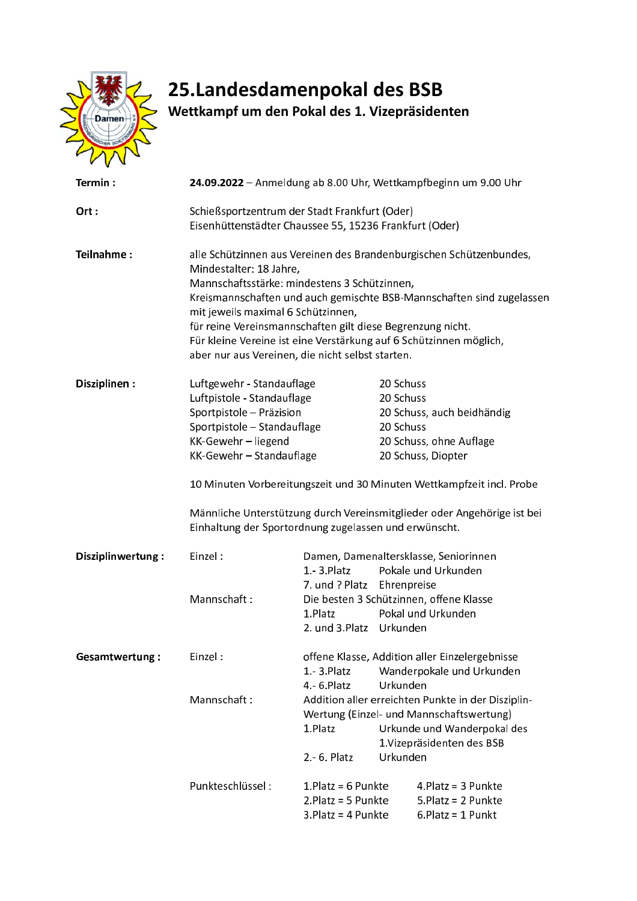# 25.Landesdamenpokal des BSB

## Wettkampf um den Pokal des 1. Vizepräsidenten

**Termin :** **24.09.2022** – Anmeldung ab 8.00 Uhr, Wettkampfbeginn um 9.00 Uhr

**Ort :** Schießsportzentrum der Stadt Frankfurt (Oder)
Eisenhüttenstädter Chaussee 55, 15236 Frankfurt (Oder)

**Teilnahme :** alle Schützinnen aus Vereinen des Brandenburgischen Schützenbundes,
Mindestalter: 18 Jahre,
Mannschaftsstärke: mindestens 3 Schützinnen,
Kreismannschaften und auch gemischte BSB-Mannschaften sind zugelassen mit jeweils maximal 6 Schützinnen,
für reine Vereinsmannschaften gilt diese Begrenzung nicht.
Für kleine Vereine ist eine Verstärkung auf 6 Schützinnen möglich,
aber nur aus Vereinen, die nicht selbst starten.

**Disziplinen :**

| | |
|---|---|
| Luftgewehr - Standauflage | 20 Schuss |
| Luftpistole - Standauflage | 20 Schuss |
| Sportpistole – Präzision | 20 Schuss, auch beidhändig |
| Sportpistole – Standauflage | 20 Schuss |
| KK-Gewehr – liegend | 20 Schuss, ohne Auflage |
| KK-Gewehr – Standauflage | 20 Schuss, Diopter |

10 Minuten Vorbereitungszeit und 30 Minuten Wettkampfzeit incl. Probe

Männliche Unterstützung durch Vereinsmitglieder oder Angehörige ist bei Einhaltung der Sportordnung zugelassen und erwünscht.

**Disziplinwertung :**

Einzel : Damen, Damenaltersklasse, Seniorinnen

| | |
|---|---|
| 1.- 3.Platz | Pokale und Urkunden |
| 7. und ? Platz | Ehrenpreise |

Mannschaft : Die besten 3 Schützinnen, offene Klasse

| | |
|---|---|
| 1.Platz | Pokal und Urkunden |
| 2. und 3.Platz | Urkunden |

**Gesamtwertung :**

Einzel : offene Klasse, Addition aller Einzelergebnisse

| | |
|---|---|
| 1.- 3.Platz | Wanderpokale und Urkunden |
| 4.- 6.Platz | Urkunden |

Mannschaft : Addition aller erreichten Punkte in der Disziplin-Wertung (Einzel- und Mannschaftswertung)

| | |
|---|---|
| 1.Platz | Urkunde und Wanderpokal des 1.Vizepräsidenten des BSB |
| 2.- 6. Platz | Urkunden |

Punkteschlüssel :

| | |
|---|---|
| 1.Platz = 6 Punkte | 4.Platz = 3 Punkte |
| 2.Platz = 5 Punkte | 5.Platz = 2 Punkte |
| 3.Platz = 4 Punkte | 6.Platz = 1 Punkt |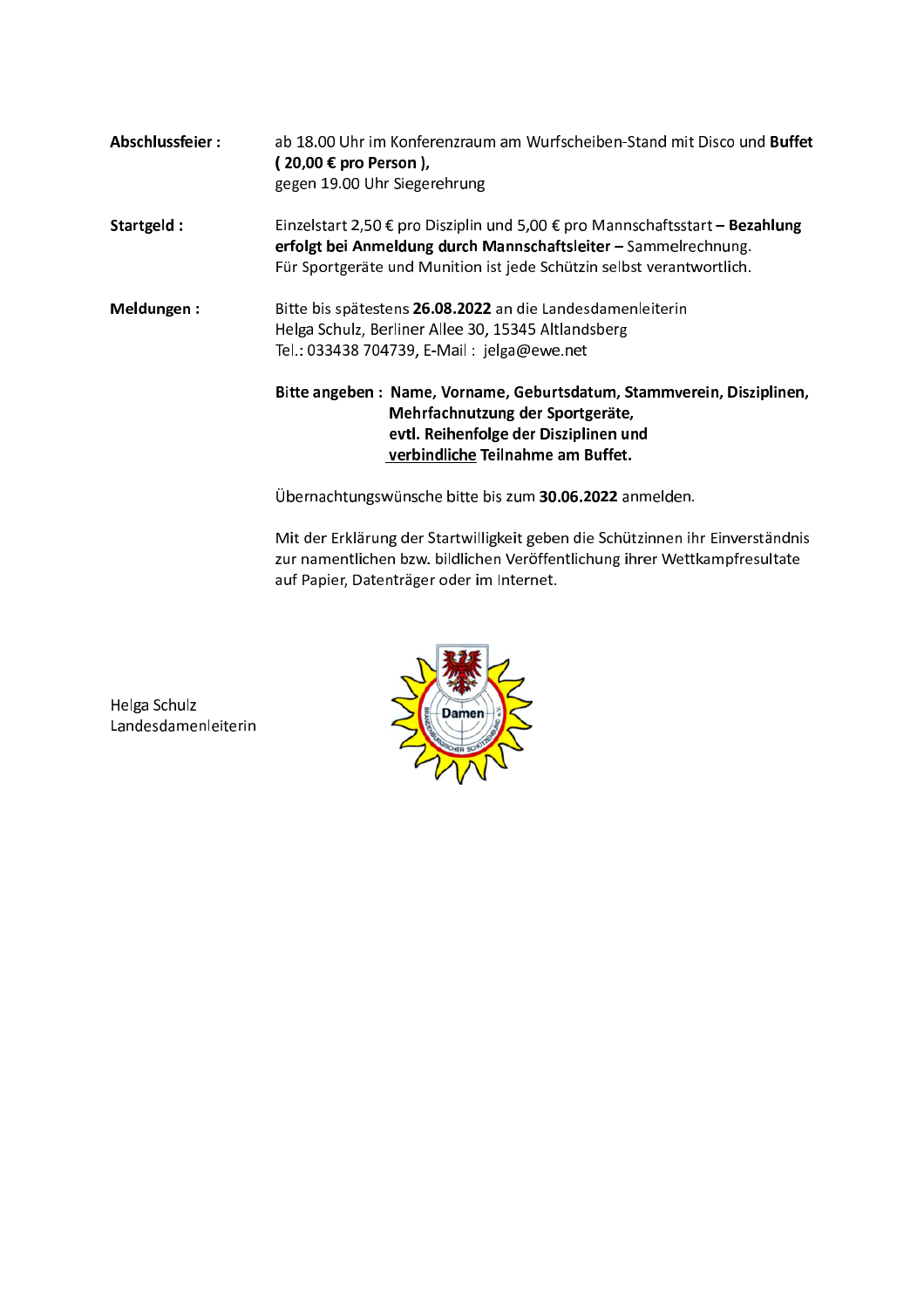**Abschlussfeier :** ab 18.00 Uhr im Konferenzraum am Wurfscheiben-Stand mit Disco und **Buffet ( 20,00 € pro Person ),**
gegen 19.00 Uhr Siegerehrung

**Startgeld :** Einzelstart 2,50 € pro Disziplin und 5,00 € pro Mannschaftsstart **– Bezahlung erfolgt bei Anmeldung durch Mannschaftsleiter –** Sammelrechnung.
Für Sportgeräte und Munition ist jede Schützin selbst verantwortlich.

**Meldungen :** Bitte bis spätestens **26.08.2022** an die Landesdamenleiterin
Helga Schulz, Berliner Allee 30, 15345 Altlandsberg
Tel.: 033438 704739, E-Mail : jelga@ewe.net

**Bitte angeben : Name, Vorname, Geburtsdatum, Stammverein, Disziplinen, Mehrfachnutzung der Sportgeräte, evtl. Reihenfolge der Disziplinen und verbindliche Teilnahme am Buffet.**

Übernachtungswünsche bitte bis zum **30.06.2022** anmelden.

Mit der Erklärung der Startwilligkeit geben die Schützinnen ihr Einverständnis zur namentlichen bzw. bildlichen Veröffentlichung ihrer Wettkampfresultate auf Papier, Datenträger oder im Internet.

Helga Schulz
Landesdamenleiterin